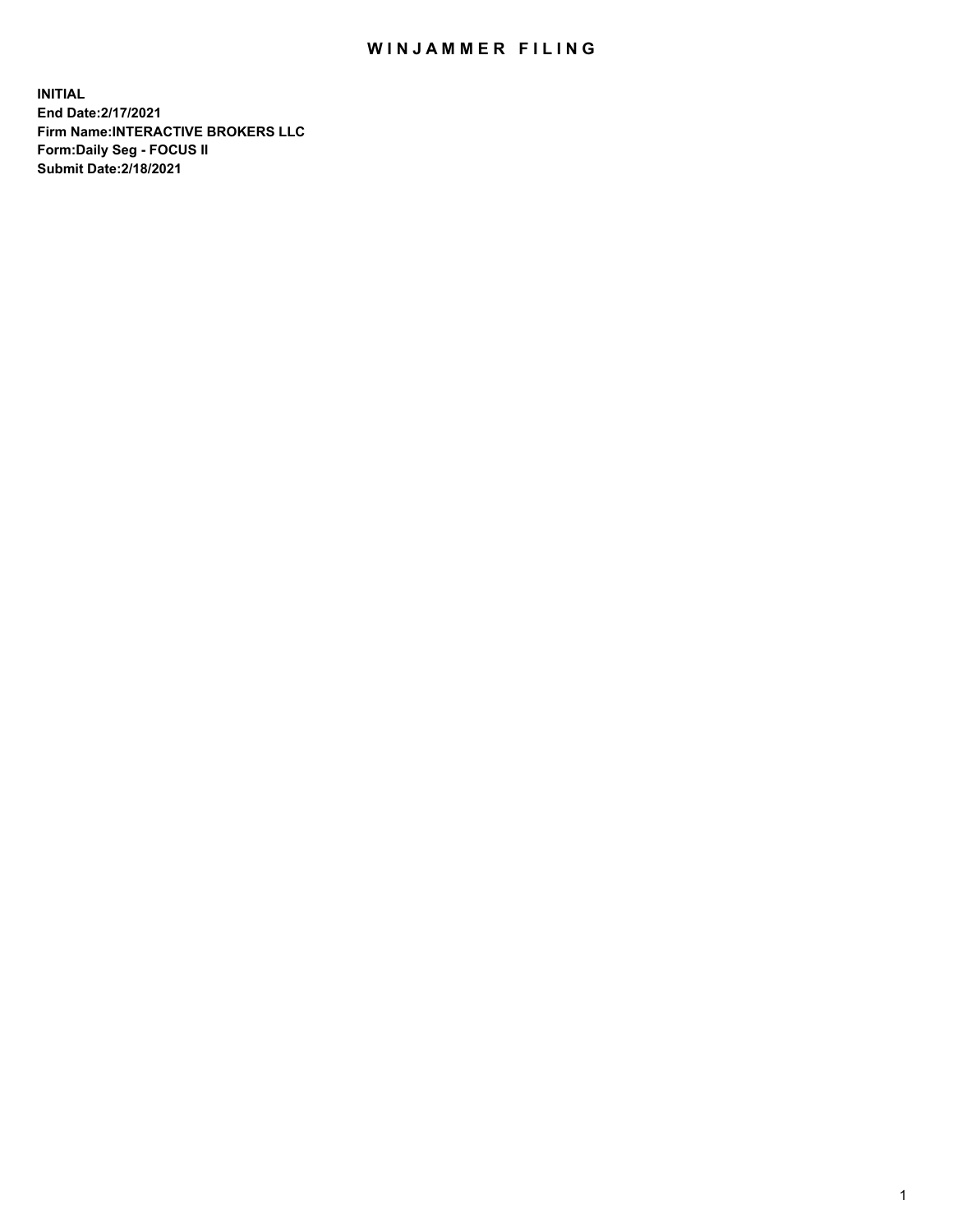# WINJAMMER FILING

**INITIAL**
**End Date:2/17/2021**
**Firm Name:INTERACTIVE BROKERS LLC**
**Form:Daily Seg - FOCUS II**
**Submit Date:2/18/2021**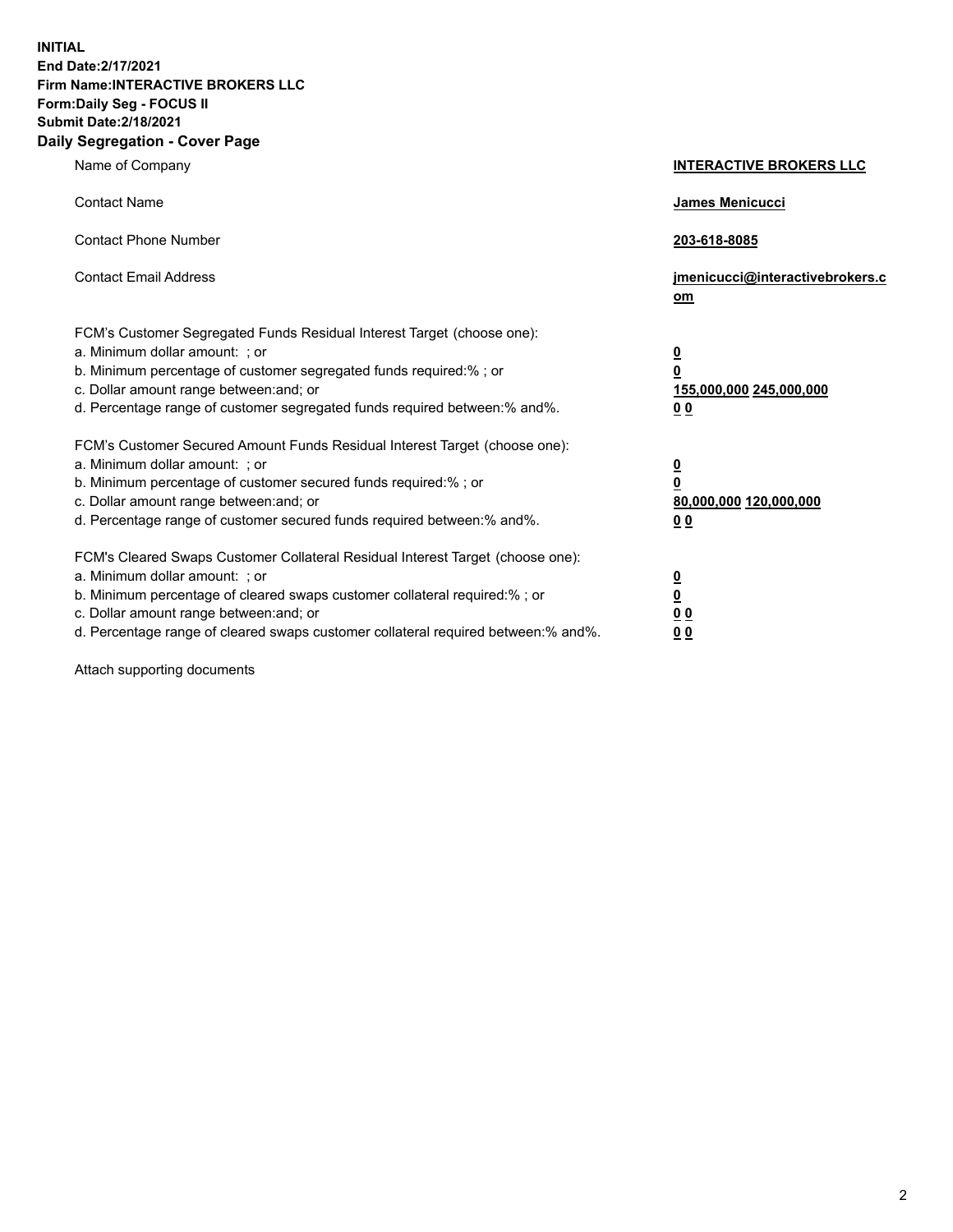**INITIAL**
**End Date:2/17/2021**
**Firm Name:INTERACTIVE BROKERS LLC**
**Form:Daily Seg - FOCUS II**
**Submit Date:2/18/2021**

## Daily Segregation - Cover Page

| | |
|---|---|
| Name of Company | **INTERACTIVE BROKERS LLC** |
| Contact Name | **James Menicucci** |
| Contact Phone Number | **203-618-8085** |
| Contact Email Address | **jmenicucci@interactivebrokers.com** |
| FCM's Customer Segregated Funds Residual Interest Target (choose one): | |
| a. Minimum dollar amount: ; or | **0** |
| b. Minimum percentage of customer segregated funds required:% ; or | **0** |
| c. Dollar amount range between:and; or | **155,000,000 245,000,000** |
| d. Percentage range of customer segregated funds required between:% and%. | **0 0** |
| FCM's Customer Secured Amount Funds Residual Interest Target (choose one): | |
| a. Minimum dollar amount: ; or | **0** |
| b. Minimum percentage of customer secured funds required:% ; or | **0** |
| c. Dollar amount range between:and; or | **80,000,000 120,000,000** |
| d. Percentage range of customer secured funds required between:% and%. | **0 0** |
| FCM's Cleared Swaps Customer Collateral Residual Interest Target (choose one): | |
| a. Minimum dollar amount: ; or | **0** |
| b. Minimum percentage of cleared swaps customer collateral required:% ; or | **0** |
| c. Dollar amount range between:and; or | **0 0** |
| d. Percentage range of cleared swaps customer collateral required between:% and%. | **0 0** |

Attach supporting documents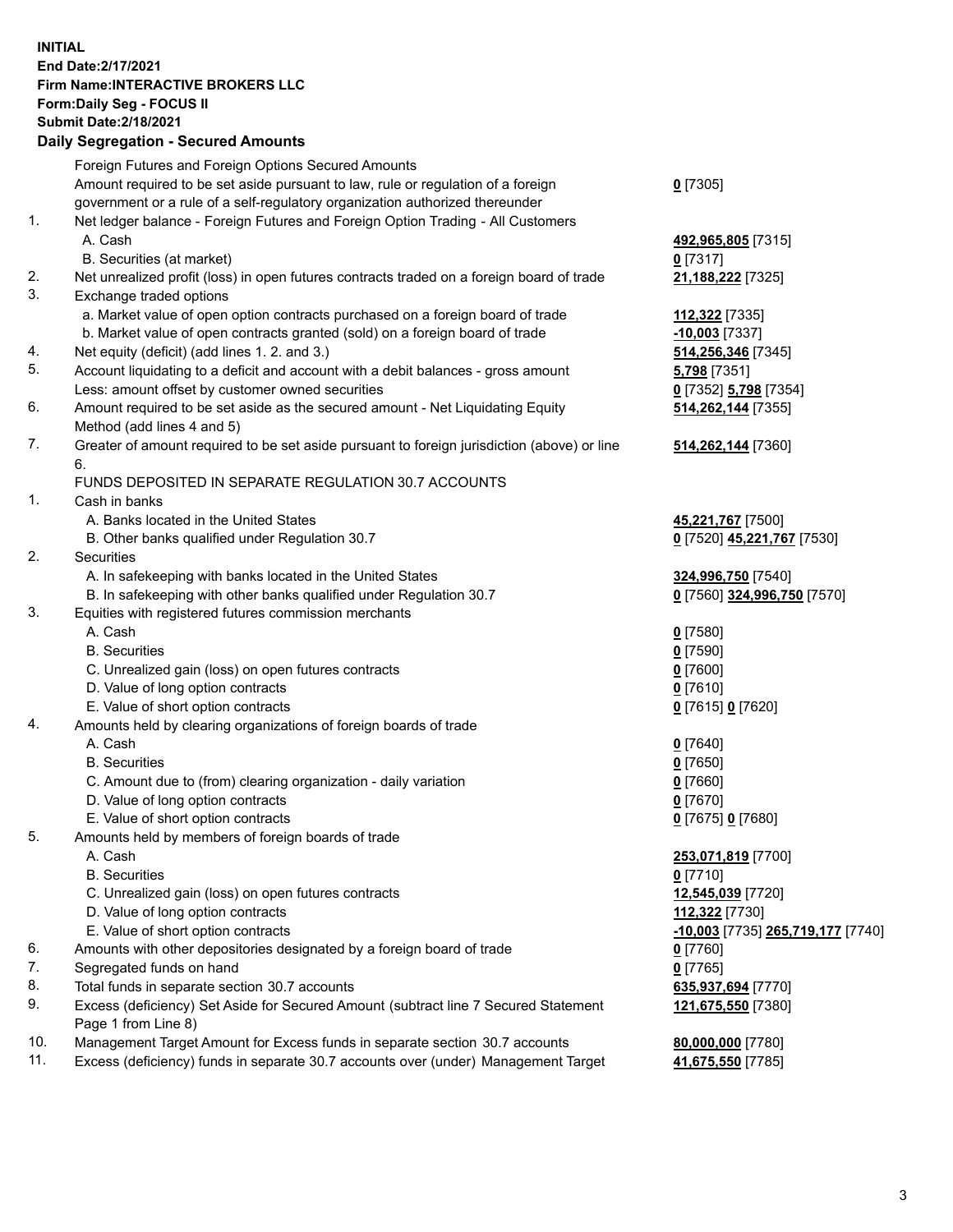**INITIAL**
**End Date:2/17/2021**
**Firm Name:INTERACTIVE BROKERS LLC**
**Form:Daily Seg - FOCUS II**
**Submit Date:2/18/2021**

**Daily Segregation - Secured Amounts**

| | | |
|---|---|---|
| | Foreign Futures and Foreign Options Secured Amounts | |
| | Amount required to be set aside pursuant to law, rule or regulation of a foreign government or a rule of a self-regulatory organization authorized thereunder | **0** [7305] |
| 1. | Net ledger balance - Foreign Futures and Foreign Option Trading - All Customers | |
| | A. Cash | **492,965,805** [7315] |
| | B. Securities (at market) | **0** [7317] |
| 2. | Net unrealized profit (loss) in open futures contracts traded on a foreign board of trade | **21,188,222** [7325] |
| 3. | Exchange traded options | |
| | a. Market value of open option contracts purchased on a foreign board of trade | **112,322** [7335] |
| | b. Market value of open contracts granted (sold) on a foreign board of trade | **-10,003** [7337] |
| 4. | Net equity (deficit) (add lines 1. 2. and 3.) | **514,256,346** [7345] |
| 5. | Account liquidating to a deficit and account with a debit balances - gross amount | **5,798** [7351] |
| | Less: amount offset by customer owned securities | **0** [7352] **5,798** [7354] |
| 6. | Amount required to be set aside as the secured amount - Net Liquidating Equity Method (add lines 4 and 5) | **514,262,144** [7355] |
| 7. | Greater of amount required to be set aside pursuant to foreign jurisdiction (above) or line 6. | **514,262,144** [7360] |
| | FUNDS DEPOSITED IN SEPARATE REGULATION 30.7 ACCOUNTS | |
| 1. | Cash in banks | |
| | A. Banks located in the United States | **45,221,767** [7500] |
| | B. Other banks qualified under Regulation 30.7 | **0** [7520] **45,221,767** [7530] |
| 2. | Securities | |
| | A. In safekeeping with banks located in the United States | **324,996,750** [7540] |
| | B. In safekeeping with other banks qualified under Regulation 30.7 | **0** [7560] **324,996,750** [7570] |
| 3. | Equities with registered futures commission merchants | |
| | A. Cash | **0** [7580] |
| | B. Securities | **0** [7590] |
| | C. Unrealized gain (loss) on open futures contracts | **0** [7600] |
| | D. Value of long option contracts | **0** [7610] |
| | E. Value of short option contracts | **0** [7615] **0** [7620] |
| 4. | Amounts held by clearing organizations of foreign boards of trade | |
| | A. Cash | **0** [7640] |
| | B. Securities | **0** [7650] |
| | C. Amount due to (from) clearing organization - daily variation | **0** [7660] |
| | D. Value of long option contracts | **0** [7670] |
| | E. Value of short option contracts | **0** [7675] **0** [7680] |
| 5. | Amounts held by members of foreign boards of trade | |
| | A. Cash | **253,071,819** [7700] |
| | B. Securities | **0** [7710] |
| | C. Unrealized gain (loss) on open futures contracts | **12,545,039** [7720] |
| | D. Value of long option contracts | **112,322** [7730] |
| | E. Value of short option contracts | **-10,003** [7735] **265,719,177** [7740] |
| 6. | Amounts with other depositories designated by a foreign board of trade | **0** [7760] |
| 7. | Segregated funds on hand | **0** [7765] |
| 8. | Total funds in separate section 30.7 accounts | **635,937,694** [7770] |
| 9. | Excess (deficiency) Set Aside for Secured Amount (subtract line 7 Secured Statement Page 1 from Line 8) | **121,675,550** [7380] |
| 10. | Management Target Amount for Excess funds in separate section 30.7 accounts | **80,000,000** [7780] |
| 11. | Excess (deficiency) funds in separate 30.7 accounts over (under) Management Target | **41,675,550** [7785] |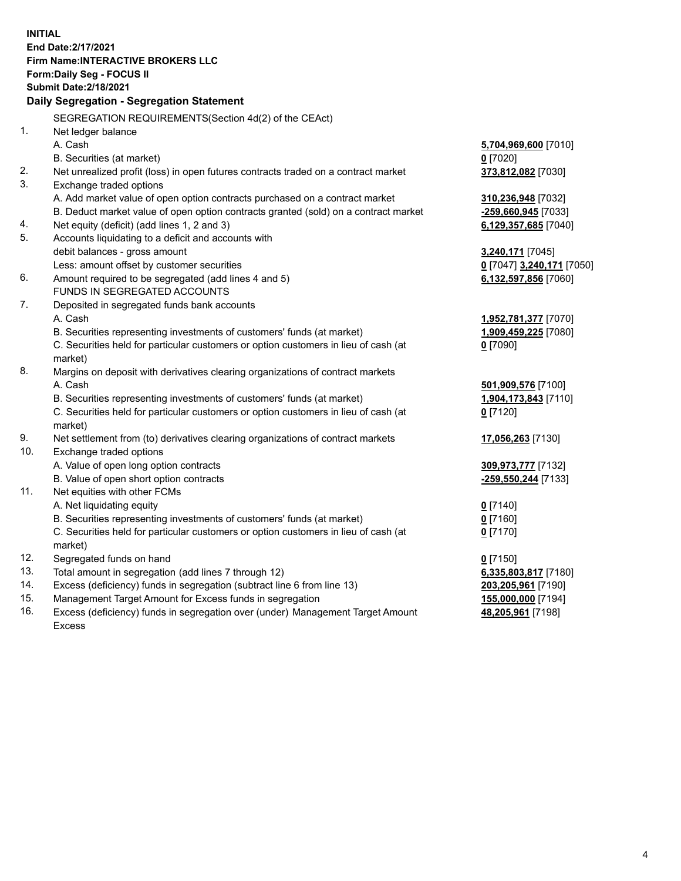**INITIAL**
**End Date:2/17/2021**
**Firm Name:INTERACTIVE BROKERS LLC**
**Form:Daily Seg - FOCUS II**
**Submit Date:2/18/2021**

**Daily Segregation - Segregation Statement**

SEGREGATION REQUIREMENTS(Section 4d(2) of the CEAct)

| | | |
|---|---|---|
| 1. | Net ledger balance | |
| | A. Cash | **5,704,969,600** [7010] |
| | B. Securities (at market) | **0** [7020] |
| 2. | Net unrealized profit (loss) in open futures contracts traded on a contract market | **373,812,082** [7030] |
| 3. | Exchange traded options | |
| | A. Add market value of open option contracts purchased on a contract market | **310,236,948** [7032] |
| | B. Deduct market value of open option contracts granted (sold) on a contract market | **-259,660,945** [7033] |
| 4. | Net equity (deficit) (add lines 1, 2 and 3) | **6,129,357,685** [7040] |
| 5. | Accounts liquidating to a deficit and accounts with debit balances - gross amount | **3,240,171** [7045] |
| | Less: amount offset by customer securities | **0** [7047] **3,240,171** [7050] |
| 6. | Amount required to be segregated (add lines 4 and 5) | **6,132,597,856** [7060] |
| | FUNDS IN SEGREGATED ACCOUNTS | |
| 7. | Deposited in segregated funds bank accounts | |
| | A. Cash | **1,952,781,377** [7070] |
| | B. Securities representing investments of customers' funds (at market) | **1,909,459,225** [7080] |
| | C. Securities held for particular customers or option customers in lieu of cash (at market) | **0** [7090] |
| 8. | Margins on deposit with derivatives clearing organizations of contract markets | |
| | A. Cash | **501,909,576** [7100] |
| | B. Securities representing investments of customers' funds (at market) | **1,904,173,843** [7110] |
| | C. Securities held for particular customers or option customers in lieu of cash (at market) | **0** [7120] |
| 9. | Net settlement from (to) derivatives clearing organizations of contract markets | **17,056,263** [7130] |
| 10. | Exchange traded options | |
| | A. Value of open long option contracts | **309,973,777** [7132] |
| | B. Value of open short option contracts | **-259,550,244** [7133] |
| 11. | Net equities with other FCMs | |
| | A. Net liquidating equity | **0** [7140] |
| | B. Securities representing investments of customers' funds (at market) | **0** [7160] |
| | C. Securities held for particular customers or option customers in lieu of cash (at market) | **0** [7170] |
| 12. | Segregated funds on hand | **0** [7150] |
| 13. | Total amount in segregation (add lines 7 through 12) | **6,335,803,817** [7180] |
| 14. | Excess (deficiency) funds in segregation (subtract line 6 from line 13) | **203,205,961** [7190] |
| 15. | Management Target Amount for Excess funds in segregation | **155,000,000** [7194] |
| 16. | Excess (deficiency) funds in segregation over (under) Management Target Amount Excess | **48,205,961** [7198] |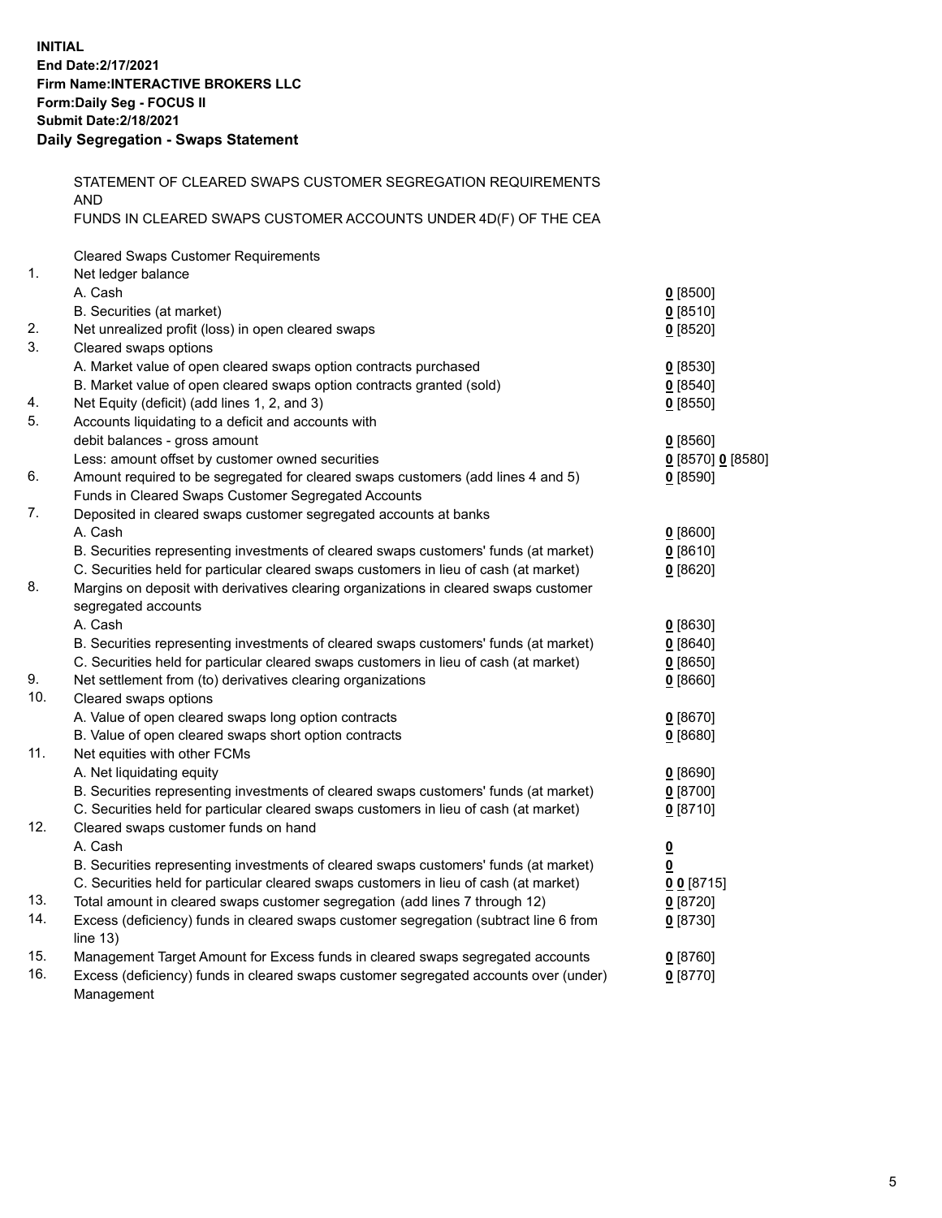**INITIAL**
**End Date:2/17/2021**
**Firm Name:INTERACTIVE BROKERS LLC**
**Form:Daily Seg - FOCUS II**
**Submit Date:2/18/2021**
**Daily Segregation - Swaps Statement**

STATEMENT OF CLEARED SWAPS CUSTOMER SEGREGATION REQUIREMENTS AND FUNDS IN CLEARED SWAPS CUSTOMER ACCOUNTS UNDER 4D(F) OF THE CEA

| | | |
|---|---|---|
| | Cleared Swaps Customer Requirements | |
| 1. | Net ledger balance | |
| | A. Cash | 0 [8500] |
| | B. Securities (at market) | 0 [8510] |
| 2. | Net unrealized profit (loss) in open cleared swaps | 0 [8520] |
| 3. | Cleared swaps options | |
| | A. Market value of open cleared swaps option contracts purchased | 0 [8530] |
| | B. Market value of open cleared swaps option contracts granted (sold) | 0 [8540] |
| 4. | Net Equity (deficit) (add lines 1, 2, and 3) | 0 [8550] |
| 5. | Accounts liquidating to a deficit and accounts with debit balances - gross amount | 0 [8560] |
| | Less: amount offset by customer owned securities | 0 [8570] 0 [8580] |
| 6. | Amount required to be segregated for cleared swaps customers (add lines 4 and 5) | 0 [8590] |
| | Funds in Cleared Swaps Customer Segregated Accounts | |
| 7. | Deposited in cleared swaps customer segregated accounts at banks | |
| | A. Cash | 0 [8600] |
| | B. Securities representing investments of cleared swaps customers' funds (at market) | 0 [8610] |
| | C. Securities held for particular cleared swaps customers in lieu of cash (at market) | 0 [8620] |
| 8. | Margins on deposit with derivatives clearing organizations in cleared swaps customer segregated accounts | |
| | A. Cash | 0 [8630] |
| | B. Securities representing investments of cleared swaps customers' funds (at market) | 0 [8640] |
| | C. Securities held for particular cleared swaps customers in lieu of cash (at market) | 0 [8650] |
| 9. | Net settlement from (to) derivatives clearing organizations | 0 [8660] |
| 10. | Cleared swaps options | |
| | A. Value of open cleared swaps long option contracts | 0 [8670] |
| | B. Value of open cleared swaps short option contracts | 0 [8680] |
| 11. | Net equities with other FCMs | |
| | A. Net liquidating equity | 0 [8690] |
| | B. Securities representing investments of cleared swaps customers' funds (at market) | 0 [8700] |
| | C. Securities held for particular cleared swaps customers in lieu of cash (at market) | 0 [8710] |
| 12. | Cleared swaps customer funds on hand | |
| | A. Cash | 0 |
| | B. Securities representing investments of cleared swaps customers' funds (at market) | 0 |
| | C. Securities held for particular cleared swaps customers in lieu of cash (at market) | 0 0 [8715] |
| 13. | Total amount in cleared swaps customer segregation (add lines 7 through 12) | 0 [8720] |
| 14. | Excess (deficiency) funds in cleared swaps customer segregation (subtract line 6 from line 13) | 0 [8730] |
| 15. | Management Target Amount for Excess funds in cleared swaps segregated accounts | 0 [8760] |
| 16. | Excess (deficiency) funds in cleared swaps customer segregated accounts over (under) Management | 0 [8770] |